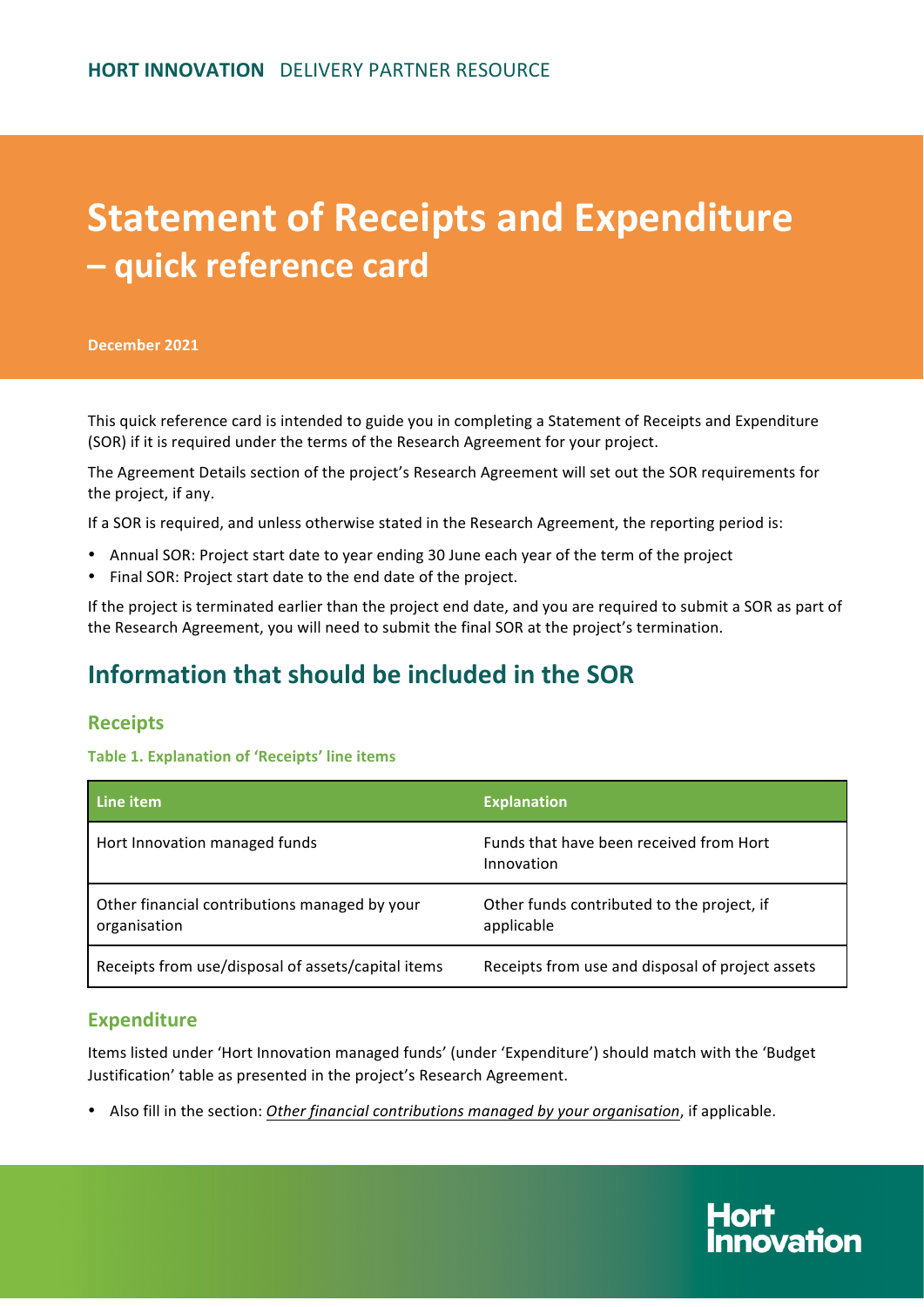**HORT INNOVATION** DELIVERY PARTNER RESOURCE

# Statement of Receipts and Expenditure – quick reference card

**December 2021**

This quick reference card is intended to guide you in completing a Statement of Receipts and Expenditure (SOR) if it is required under the terms of the Research Agreement for your project.

The Agreement Details section of the project's Research Agreement will set out the SOR requirements for the project, if any.

If a SOR is required, and unless otherwise stated in the Research Agreement, the reporting period is:

- Annual SOR: Project start date to year ending 30 June each year of the term of the project
- Final SOR: Project start date to the end date of the project.

If the project is terminated earlier than the project end date, and you are required to submit a SOR as part of the Research Agreement, you will need to submit the final SOR at the project's termination.

## Information that should be included in the SOR

### Receipts

**Table 1. Explanation of 'Receipts' line items**

| Line item | Explanation |
|---|---|
| Hort Innovation managed funds | Funds that have been received from Hort Innovation |
| Other financial contributions managed by your organisation | Other funds contributed to the project, if applicable |
| Receipts from use/disposal of assets/capital items | Receipts from use and disposal of project assets |

### Expenditure

Items listed under 'Hort Innovation managed funds' (under 'Expenditure') should match with the 'Budget Justification' table as presented in the project's Research Agreement.

- Also fill in the section: *Other financial contributions managed by your organisation*, if applicable.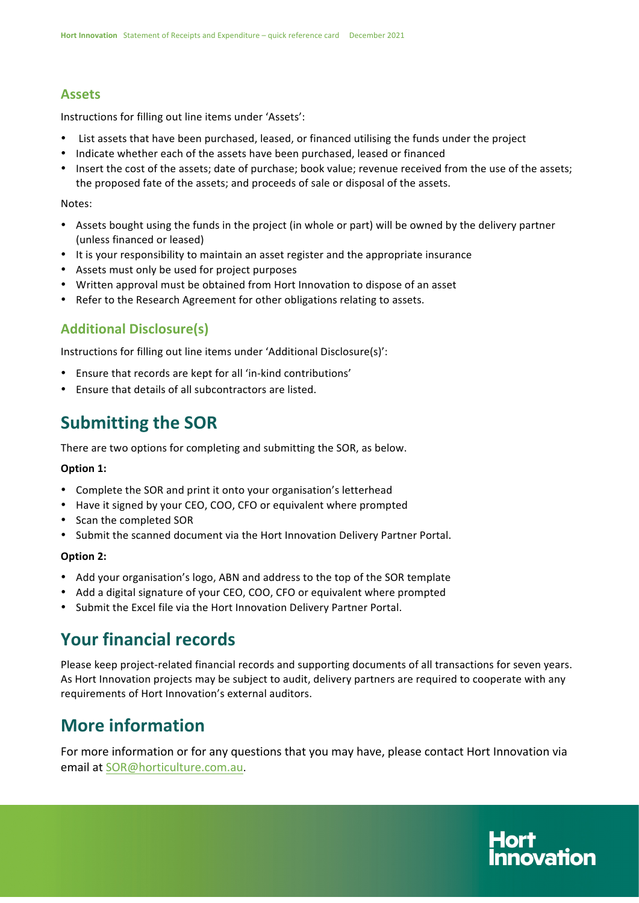### Assets

Instructions for filling out line items under 'Assets':

- List assets that have been purchased, leased, or financed utilising the funds under the project
- Indicate whether each of the assets have been purchased, leased or financed
- Insert the cost of the assets; date of purchase; book value; revenue received from the use of the assets; the proposed fate of the assets; and proceeds of sale or disposal of the assets.

Notes:

- Assets bought using the funds in the project (in whole or part) will be owned by the delivery partner (unless financed or leased)
- It is your responsibility to maintain an asset register and the appropriate insurance
- Assets must only be used for project purposes
- Written approval must be obtained from Hort Innovation to dispose of an asset
- Refer to the Research Agreement for other obligations relating to assets.

### Additional Disclosure(s)

Instructions for filling out line items under 'Additional Disclosure(s)':

- Ensure that records are kept for all 'in-kind contributions'
- Ensure that details of all subcontractors are listed.

## Submitting the SOR

There are two options for completing and submitting the SOR, as below.

**Option 1:**

- Complete the SOR and print it onto your organisation's letterhead
- Have it signed by your CEO, COO, CFO or equivalent where prompted
- Scan the completed SOR
- Submit the scanned document via the Hort Innovation Delivery Partner Portal.

**Option 2:**

- Add your organisation's logo, ABN and address to the top of the SOR template
- Add a digital signature of your CEO, COO, CFO or equivalent where prompted
- Submit the Excel file via the Hort Innovation Delivery Partner Portal.

## Your financial records

Please keep project-related financial records and supporting documents of all transactions for seven years. As Hort Innovation projects may be subject to audit, delivery partners are required to cooperate with any requirements of Hort Innovation's external auditors.

## More information

For more information or for any questions that you may have, please contact Hort Innovation via email at SOR@horticulture.com.au.